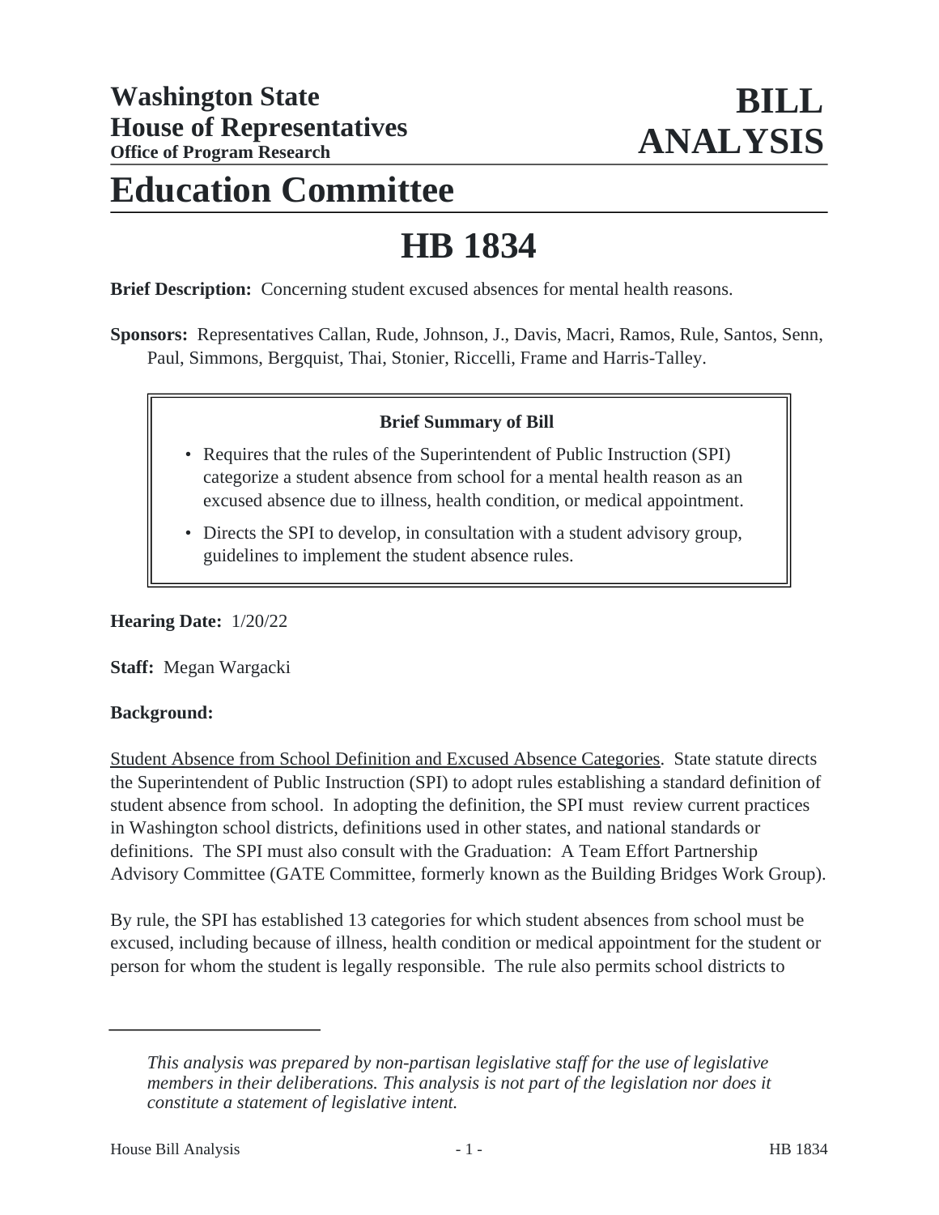# Washington State House of Representatives
**Office of Program Research**

# BILL ANALYSIS

# Education Committee

# HB 1834

**Brief Description:** Concerning student excused absences for mental health reasons.

**Sponsors:** Representatives Callan, Rude, Johnson, J., Davis, Macri, Ramos, Rule, Santos, Senn, Paul, Simmons, Bergquist, Thai, Stonier, Riccelli, Frame and Harris-Talley.

> **Brief Summary of Bill**
>
> - Requires that the rules of the Superintendent of Public Instruction (SPI) categorize a student absence from school for a mental health reason as an excused absence due to illness, health condition, or medical appointment.
> - Directs the SPI to develop, in consultation with a student advisory group, guidelines to implement the student absence rules.

**Hearing Date:** 1/20/22

**Staff:** Megan Wargacki

**Background:**

Student Absence from School Definition and Excused Absence Categories. State statute directs the Superintendent of Public Instruction (SPI) to adopt rules establishing a standard definition of student absence from school. In adopting the definition, the SPI must review current practices in Washington school districts, definitions used in other states, and national standards or definitions. The SPI must also consult with the Graduation: A Team Effort Partnership Advisory Committee (GATE Committee, formerly known as the Building Bridges Work Group).

By rule, the SPI has established 13 categories for which student absences from school must be excused, including because of illness, health condition or medical appointment for the student or person for whom the student is legally responsible. The rule also permits school districts to

---

*This analysis was prepared by non-partisan legislative staff for the use of legislative members in their deliberations. This analysis is not part of the legislation nor does it constitute a statement of legislative intent.*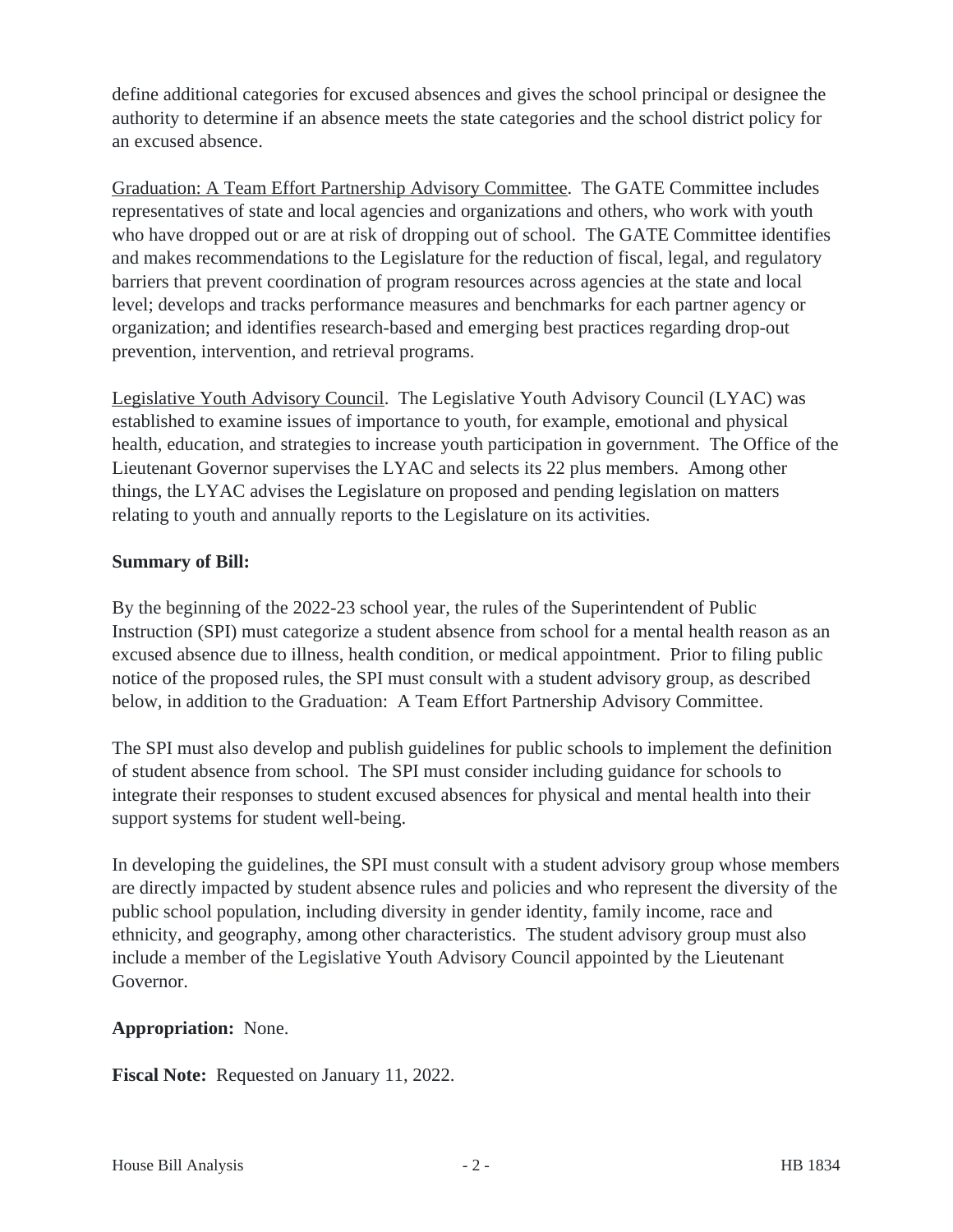define additional categories for excused absences and gives the school principal or designee the authority to determine if an absence meets the state categories and the school district policy for an excused absence.

<u>Graduation: A Team Effort Partnership Advisory Committee</u>. The GATE Committee includes representatives of state and local agencies and organizations and others, who work with youth who have dropped out or are at risk of dropping out of school. The GATE Committee identifies and makes recommendations to the Legislature for the reduction of fiscal, legal, and regulatory barriers that prevent coordination of program resources across agencies at the state and local level; develops and tracks performance measures and benchmarks for each partner agency or organization; and identifies research-based and emerging best practices regarding drop-out prevention, intervention, and retrieval programs.

<u>Legislative Youth Advisory Council</u>. The Legislative Youth Advisory Council (LYAC) was established to examine issues of importance to youth, for example, emotional and physical health, education, and strategies to increase youth participation in government. The Office of the Lieutenant Governor supervises the LYAC and selects its 22 plus members. Among other things, the LYAC advises the Legislature on proposed and pending legislation on matters relating to youth and annually reports to the Legislature on its activities.

**Summary of Bill:**

By the beginning of the 2022-23 school year, the rules of the Superintendent of Public Instruction (SPI) must categorize a student absence from school for a mental health reason as an excused absence due to illness, health condition, or medical appointment. Prior to filing public notice of the proposed rules, the SPI must consult with a student advisory group, as described below, in addition to the Graduation: A Team Effort Partnership Advisory Committee.

The SPI must also develop and publish guidelines for public schools to implement the definition of student absence from school. The SPI must consider including guidance for schools to integrate their responses to student excused absences for physical and mental health into their support systems for student well-being.

In developing the guidelines, the SPI must consult with a student advisory group whose members are directly impacted by student absence rules and policies and who represent the diversity of the public school population, including diversity in gender identity, family income, race and ethnicity, and geography, among other characteristics. The student advisory group must also include a member of the Legislative Youth Advisory Council appointed by the Lieutenant Governor.

**Appropriation:** None.

**Fiscal Note:** Requested on January 11, 2022.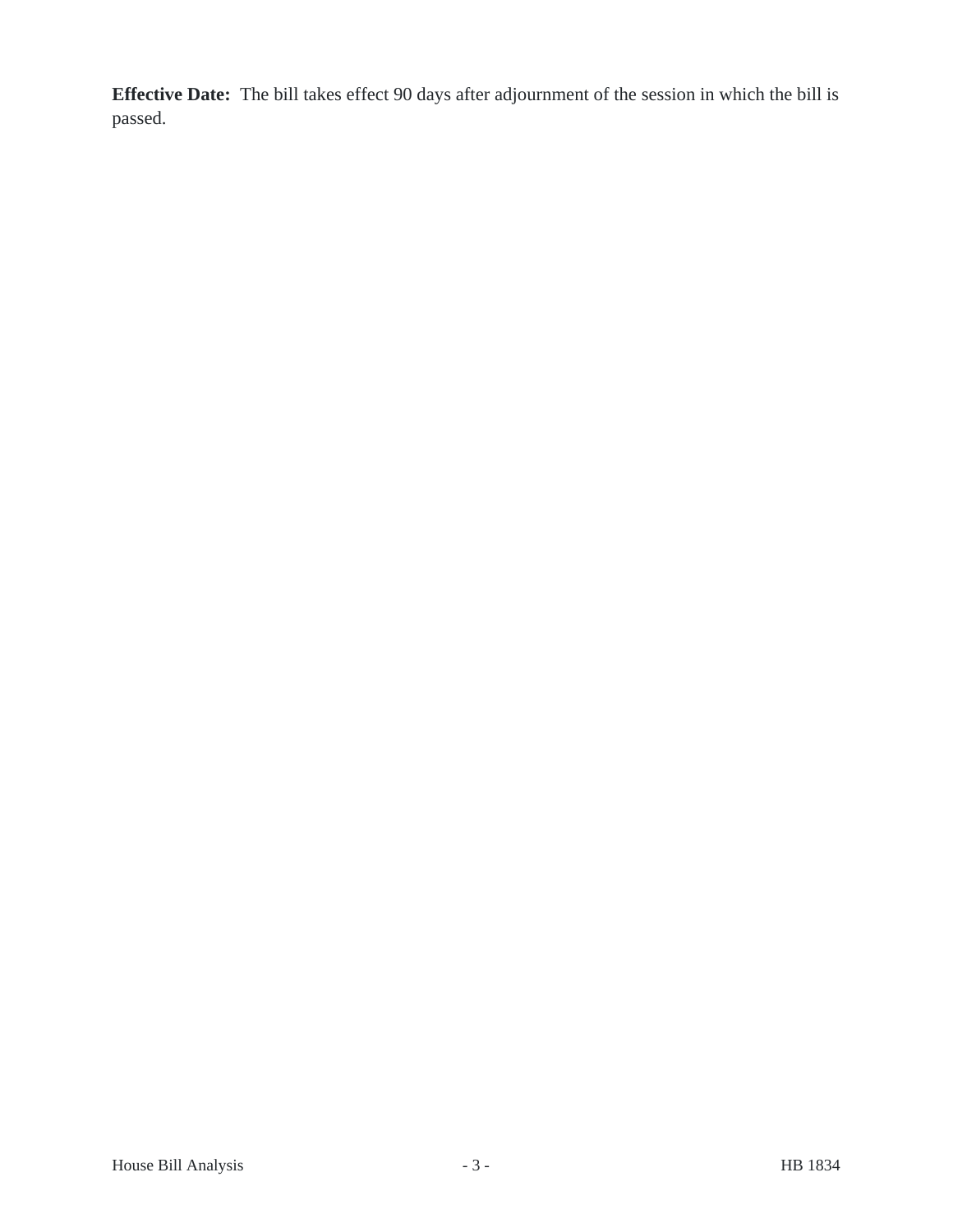**Effective Date:** The bill takes effect 90 days after adjournment of the session in which the bill is passed.